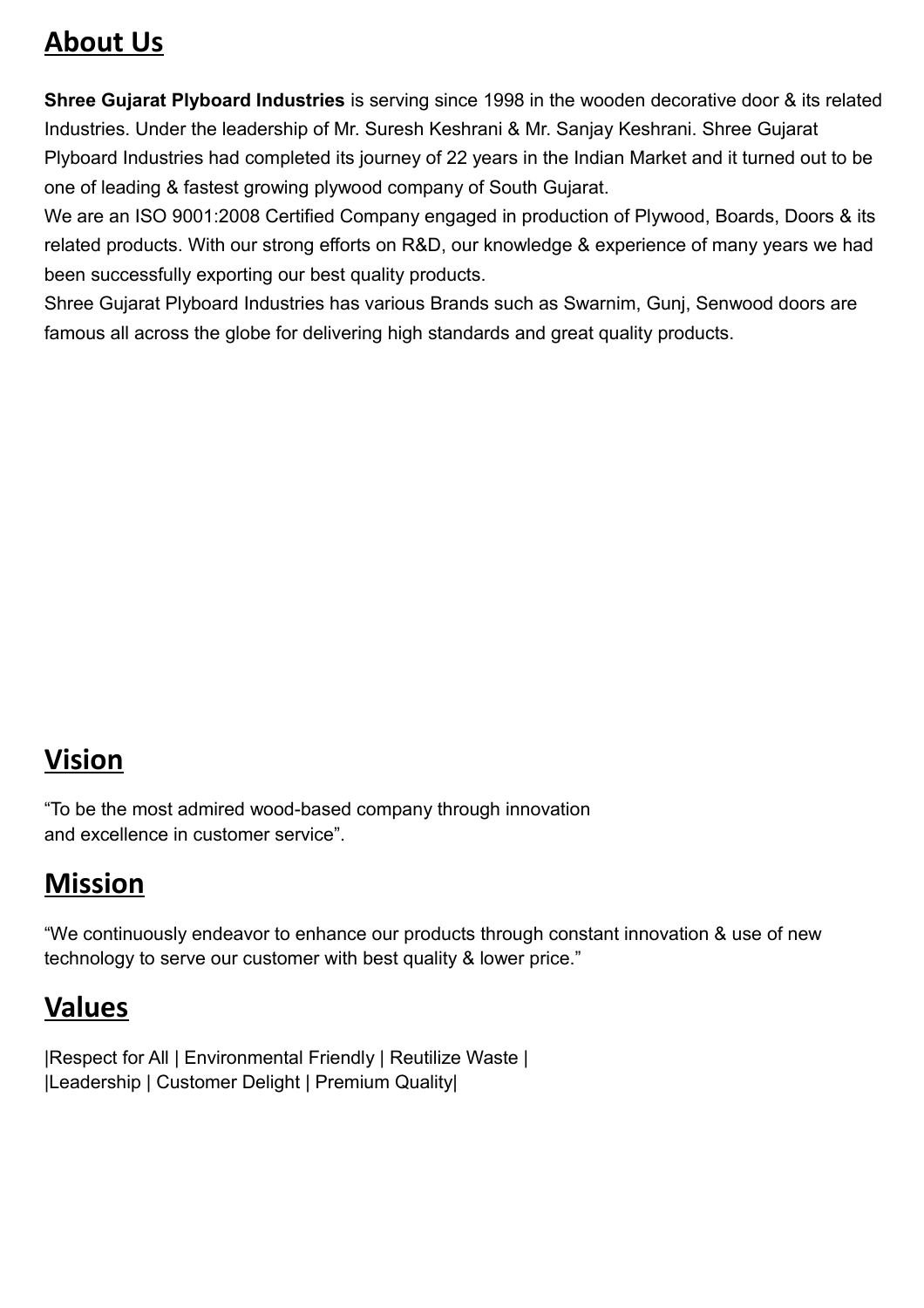## About Us

**Shree Gujarat Plyboard Industries** is serving since 1998 in the wooden decorative door & its related Industries. Under the leadership of Mr. Suresh Keshrani & Mr. Sanjay Keshrani. Shree Gujarat Plyboard Industries had completed its journey of 22 years in the Indian Market and it turned out to be one of leading & fastest growing plywood company of South Gujarat.

We are an ISO 9001:2008 Certified Company engaged in production of Plywood, Boards, Doors & its related products. With our strong efforts on R&D, our knowledge & experience of many years we had been successfully exporting our best quality products.

Shree Gujarat Plyboard Industries has various Brands such as Swarnim, Gunj, Senwood doors are famous all across the globe for delivering high standards and great quality products.

## Vision

“To be the most admired wood-based company through innovation and excellence in customer service”.

## Mission

“We continuously endeavor to enhance our products through constant innovation & use of new technology to serve our customer with best quality & lower price.”

## Values

|Respect for All | Environmental Friendly | Reutilize Waste |
|Leadership | Customer Delight | Premium Quality|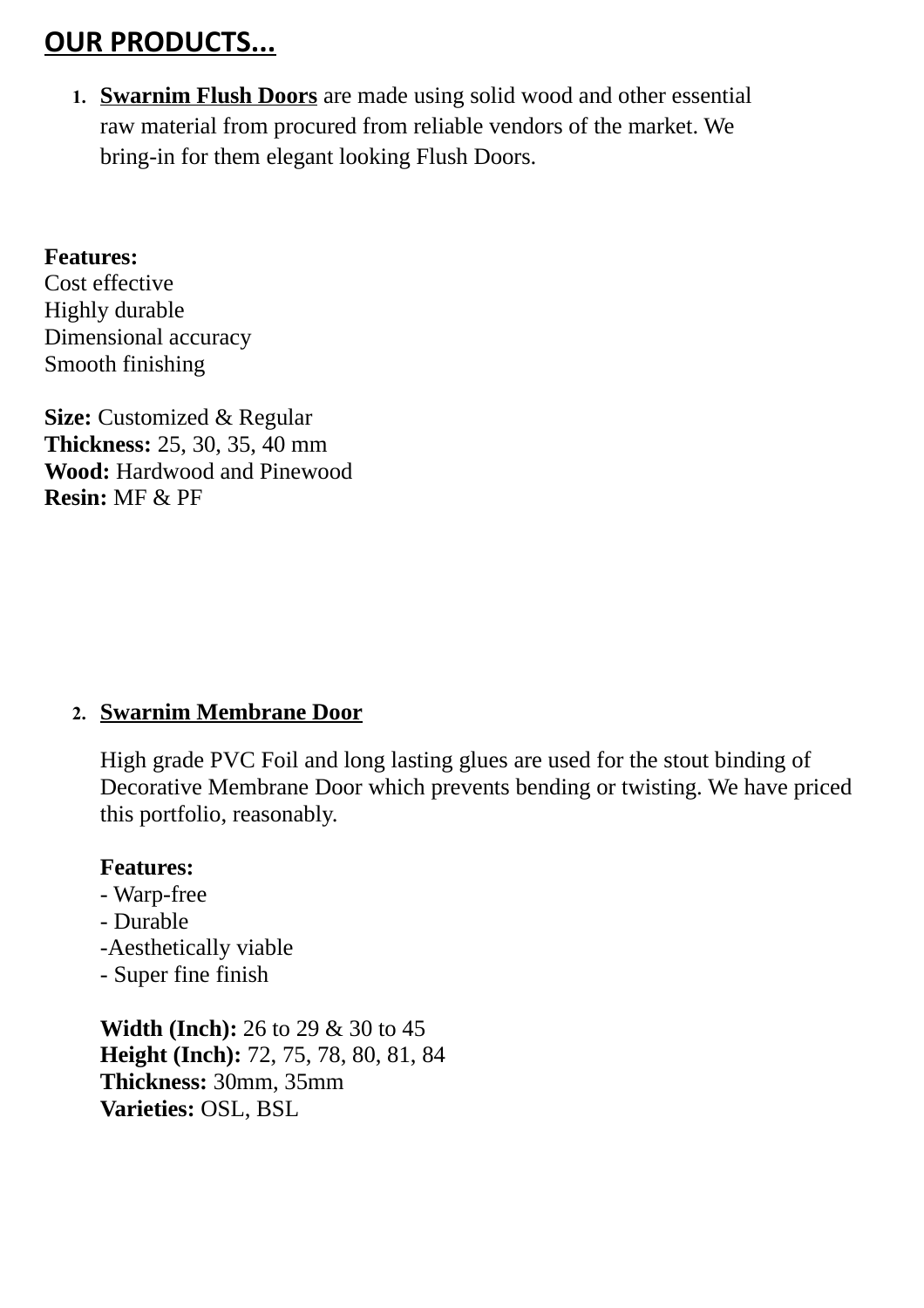## OUR PRODUCTS...

1. **Swarnim Flush Doors** are made using solid wood and other essential raw material from procured from reliable vendors of the market. We bring-in for them elegant looking Flush Doors.

**Features:**
Cost effective
Highly durable
Dimensional accuracy
Smooth finishing

**Size:** Customized & Regular
**Thickness:** 25, 30, 35, 40 mm
**Wood:** Hardwood and Pinewood
**Resin:** MF & PF

2. **Swarnim Membrane Door**

   High grade PVC Foil and long lasting glues are used for the stout binding of Decorative Membrane Door which prevents bending or twisting. We have priced this portfolio, reasonably.

   **Features:**
   - Warp-free
   - Durable
   -Aesthetically viable
   - Super fine finish

   **Width (Inch):** 26 to 29 & 30 to 45
   **Height (Inch):** 72, 75, 78, 80, 81, 84
   **Thickness:** 30mm, 35mm
   **Varieties:** OSL, BSL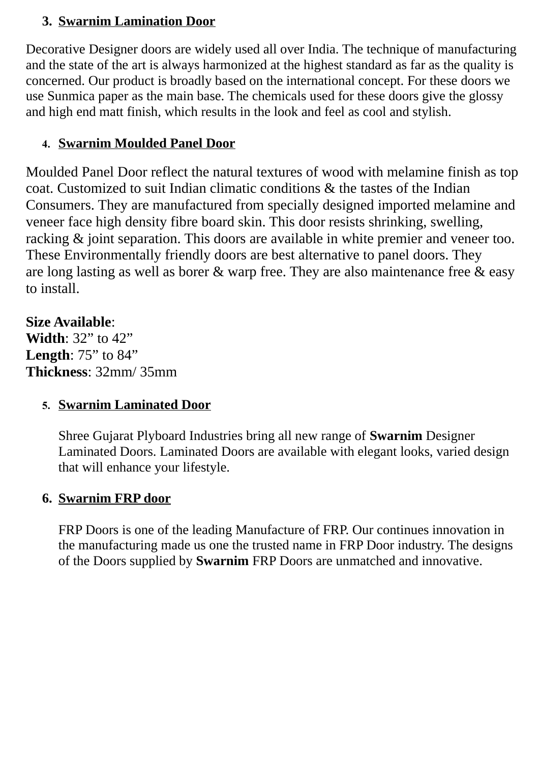3. **Swarnim Lamination Door**

Decorative Designer doors are widely used all over India. The technique of manufacturing and the state of the art is always harmonized at the highest standard as far as the quality is concerned. Our product is broadly based on the international concept. For these doors we use Sunmica paper as the main base. The chemicals used for these doors give the glossy and high end matt finish, which results in the look and feel as cool and stylish.

4. **Swarnim Moulded Panel Door**

Moulded Panel Door reflect the natural textures of wood with melamine finish as top coat. Customized to suit Indian climatic conditions & the tastes of the Indian Consumers. They are manufactured from specially designed imported melamine and veneer face high density fibre board skin. This door resists shrinking, swelling, racking & joint separation. This doors are available in white premier and veneer too. These Environmentally friendly doors are best alternative to panel doors. They are long lasting as well as borer & warp free. They are also maintenance free & easy to install.

**Size Available**:
**Width**: 32” to 42”
**Length**: 75” to 84”
**Thickness**: 32mm/ 35mm

5. **Swarnim Laminated Door**

   Shree Gujarat Plyboard Industries bring all new range of **Swarnim** Designer Laminated Doors. Laminated Doors are available with elegant looks, varied design that will enhance your lifestyle.

6. **Swarnim FRP door**

   FRP Doors is one of the leading Manufacture of FRP. Our continues innovation in the manufacturing made us one the trusted name in FRP Door industry. The designs of the Doors supplied by **Swarnim** FRP Doors are unmatched and innovative.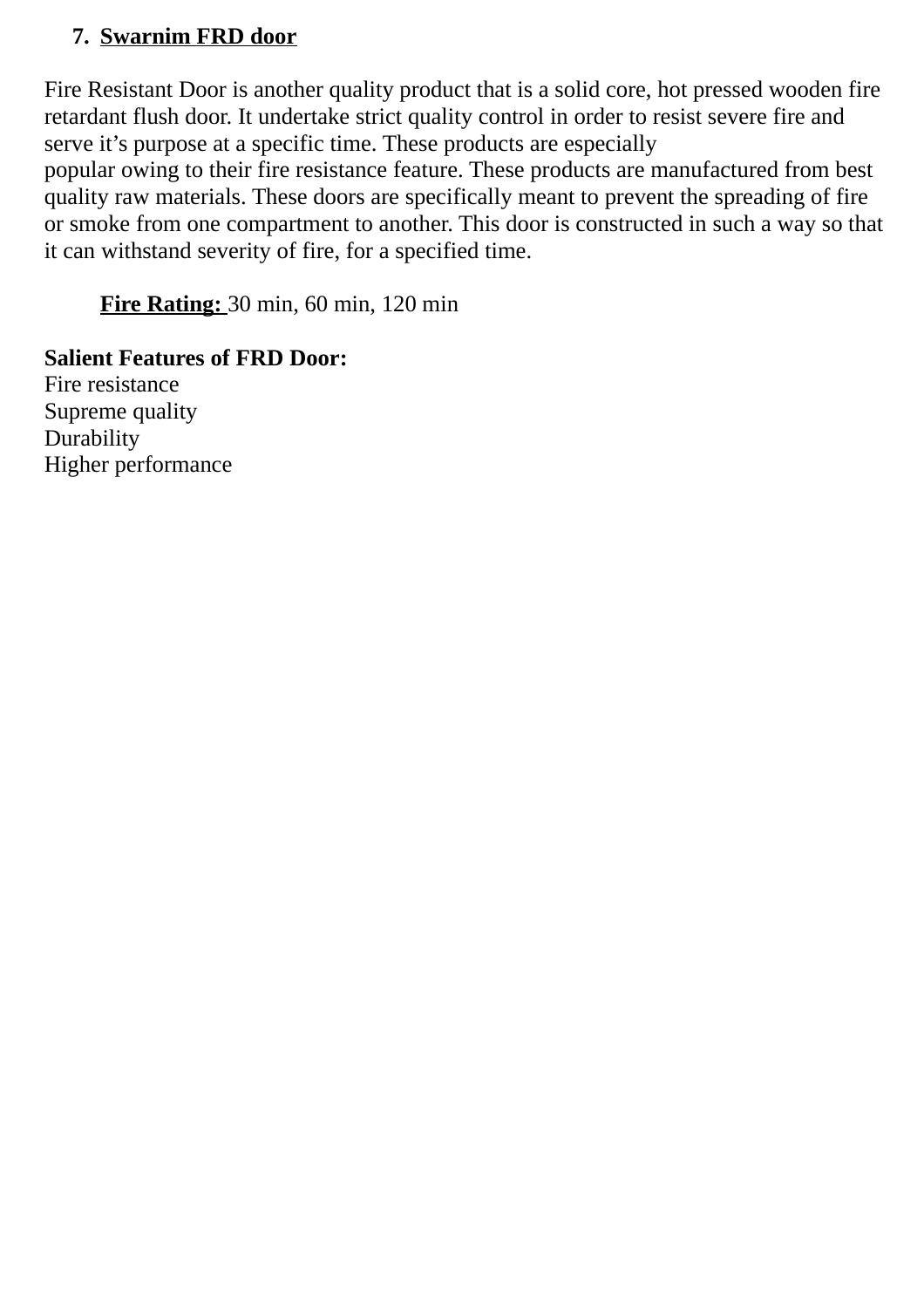7. **Swarnim FRD door**

Fire Resistant Door is another quality product that is a solid core, hot pressed wooden fire retardant flush door. It undertake strict quality control in order to resist severe fire and serve it's purpose at a specific time. These products are especially popular owing to their fire resistance feature. These products are manufactured from best quality raw materials. These doors are specifically meant to prevent the spreading of fire or smoke from one compartment to another. This door is constructed in such a way so that it can withstand severity of fire, for a specified time.

**Fire Rating:** 30 min, 60 min, 120 min

**Salient Features of FRD Door:**
Fire resistance
Supreme quality
Durability
Higher performance